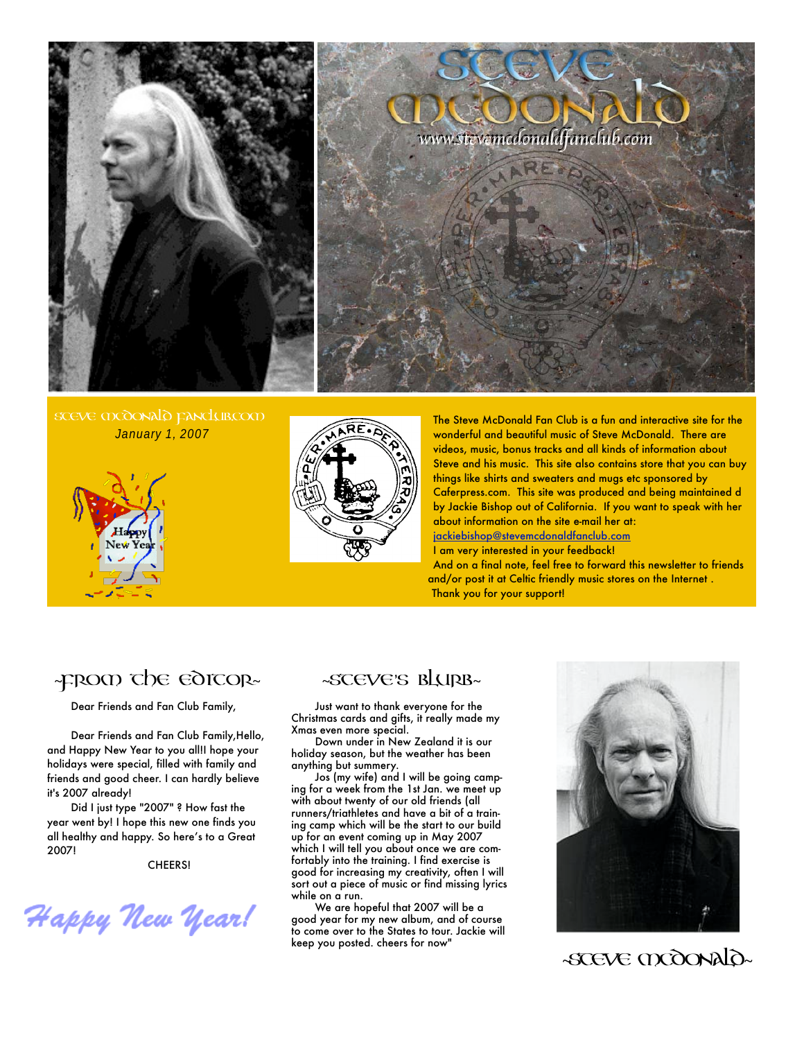# STEVE MCDONALD

www.stevemcdonaldfanclub.com

STEVE MCDONALD FANCLUB.COM

*January 1, 2007*

Happy New Year

The Steve McDonald Fan Club is a fun and interactive site for the wonderful and beautiful music of Steve McDonald. There are videos, music, bonus tracks and all kinds of information about Steve and his music. This site also contains store that you can buy things like shirts and sweaters and mugs etc sponsored by Caferpress.com. This site was produced and being maintained d by Jackie Bishop out of California. If you want to speak with her about information on the site e-mail her at: jackiebishop@stevemcdonaldfanclub.com

I am very interested in your feedback!

And on a final note, feel free to forward this newsletter to friends and/or post it at Celtic friendly music stores on the Internet .

Thank you for your support!

## ~From the Editor~

Dear Friends and Fan Club Family,

Dear Friends and Fan Club Family,Hello, and Happy New Year to you all!I hope your holidays were special, filled with family and friends and good cheer. I can hardly believe it's 2007 already!

Did I just type "2007" ? How fast the year went by! I hope this new one finds you all healthy and happy. So here's to a Great 2007!

CHEERS!

*Happy New Year!*

## ~Steve's Blurb~

Just want to thank everyone for the Christmas cards and gifts, it really made my Xmas even more special.

Down under in New Zealand it is our holiday season, but the weather has been anything but summery.

Jos (my wife) and I will be going camping for a week from the 1st Jan. we meet up with about twenty of our old friends (all runners/triathletes and have a bit of a training camp which will be the start to our build up for an event coming up in May 2007 which I will tell you about once we are comfortably into the training. I find exercise is good for increasing my creativity, often I will sort out a piece of music or find missing lyrics while on a run.

We are hopeful that 2007 will be a good year for my new album, and of course to come over to the States to tour. Jackie will keep you posted. cheers for now"

~Steve McDonald~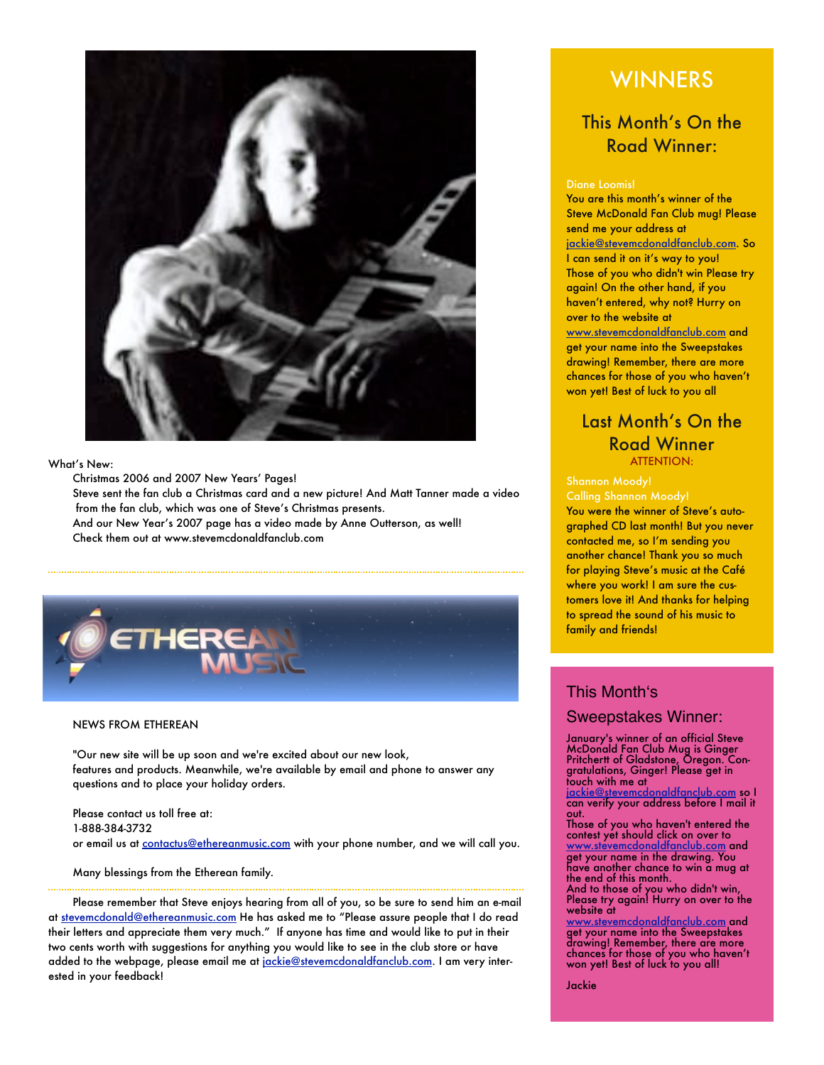What's New:

Christmas 2006 and 2007 New Years' Pages!

Steve sent the fan club a Christmas card and a new picture! And Matt Tanner made a video from the fan club, which was one of Steve's Christmas presents.

And our New Year's 2007 page has a video made by Anne Outterson, as well!

Check them out at www.stevemcdonaldfanclub.com

---

ETHEREAN MUSIC

NEWS FROM ETHEREAN

"Our new site will be up soon and we're excited about our new look, features and products. Meanwhile, we're available by email and phone to answer any questions and to place your holiday orders.

Please contact us toll free at:
1-888-384-3732
or email us at contactus@ethereanmusic.com with your phone number, and we will call you.

Many blessings from the Etherean family.

---

Please remember that Steve enjoys hearing from all of you, so be sure to send him an e-mail at stevemcdonald@ethereanmusic.com He has asked me to "Please assure people that I do read their letters and appreciate them very much." If anyone has time and would like to put in their two cents worth with suggestions for anything you would like to see in the club store or have added to the webpage, please email me at jackie@stevemcdonaldfanclub.com. I am very interested in your feedback!

# WINNERS

## This Month's On the Road Winner:

Diane Loomis!

You are this month's winner of the Steve McDonald Fan Club mug! Please send me your address at jackie@stevemcdonaldfanclub.com. So I can send it on it's way to you! Those of you who didn't win Please try again! On the other hand, if you haven't entered, why not? Hurry on over to the website at www.stevemcdonaldfanclub.com and get your name into the Sweepstakes drawing! Remember, there are more chances for those of you who haven't won yet! Best of luck to you all

## Last Month's On the Road Winner

ATTENTION:

Shannon Moody!
Calling Shannon Moody!

You were the winner of Steve's autographed CD last month! But you never contacted me, so I'm sending you another chance! Thank you so much for playing Steve's music at the Café where you work! I am sure the customers love it! And thanks for helping to spread the sound of his music to family and friends!

## This Month's Sweepstakes Winner:

January's winner of an official Steve McDonald Fan Club Mug is Ginger Pritchertt of Gladstone, Oregon. Congratulations, Ginger! Please get in touch with me at jackie@stevemcdonaldfanclub.com so I can verify your address before I mail it out.

Those of you who haven't entered the contest yet should click on over to www.stevemcdonaldfanclub.com and get your name in the drawing. You have another chance to win a mug at the end of this month.

And to those of you who didn't win, Please try again! Hurry on over to the website at www.stevemcdonaldfanclub.com and get your name into the Sweepstakes drawing! Remember, there are more chances for those of you who haven't won yet! Best of luck to you all!

Jackie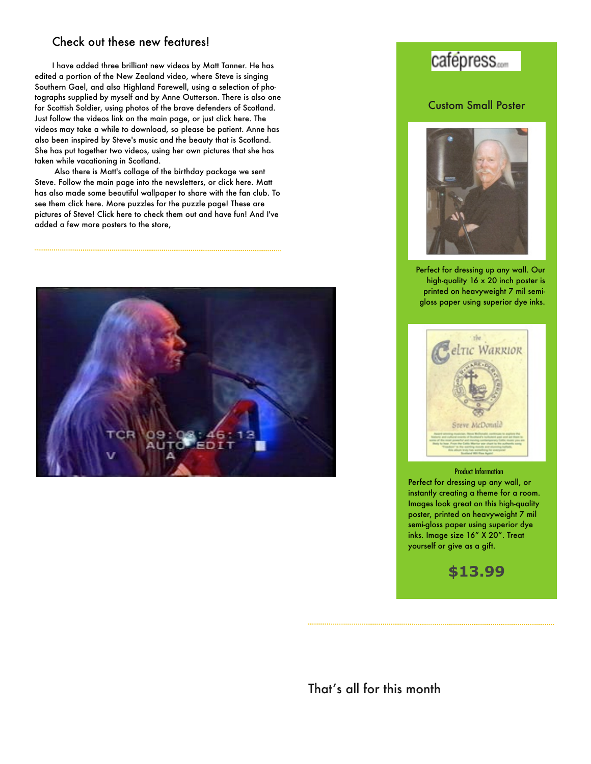## Check out these new features!

I have added three brilliant new videos by Matt Tanner. He has edited a portion of the New Zealand video, where Steve is singing Southern Gael, and also Highland Farewell, using a selection of photographs supplied by myself and by Anne Outterson. There is also one for Scottish Soldier, using photos of the brave defenders of Scotland. Just follow the videos link on the main page, or just click here. The videos may take a while to download, so please be patient. Anne has also been inspired by Steve's music and the beauty that is Scotland. She has put together two videos, using her own pictures that she has taken while vacationing in Scotland.

Also there is Matt's collage of the birthday package we sent Steve. Follow the main page into the newsletters, or click here. Matt has also made some beautiful wallpaper to share with the fan club. To see them click here. More puzzles for the puzzle page! These are pictures of Steve! Click here to check them out and have fun! And I've added a few more posters to the store,

cafépress.com

Custom Small Poster

Perfect for dressing up any wall. Our high-quality 16 x 20 inch poster is printed on heavyweight 7 mil semi-gloss paper using superior dye inks.

Product Information

Perfect for dressing up any wall, or instantly creating a theme for a room. Images look great on this high-quality poster, printed on heavyweight 7 mil semi-gloss paper using superior dye inks. Image size 16" X 20". Treat yourself or give as a gift.

**$13.99**

That's all for this month